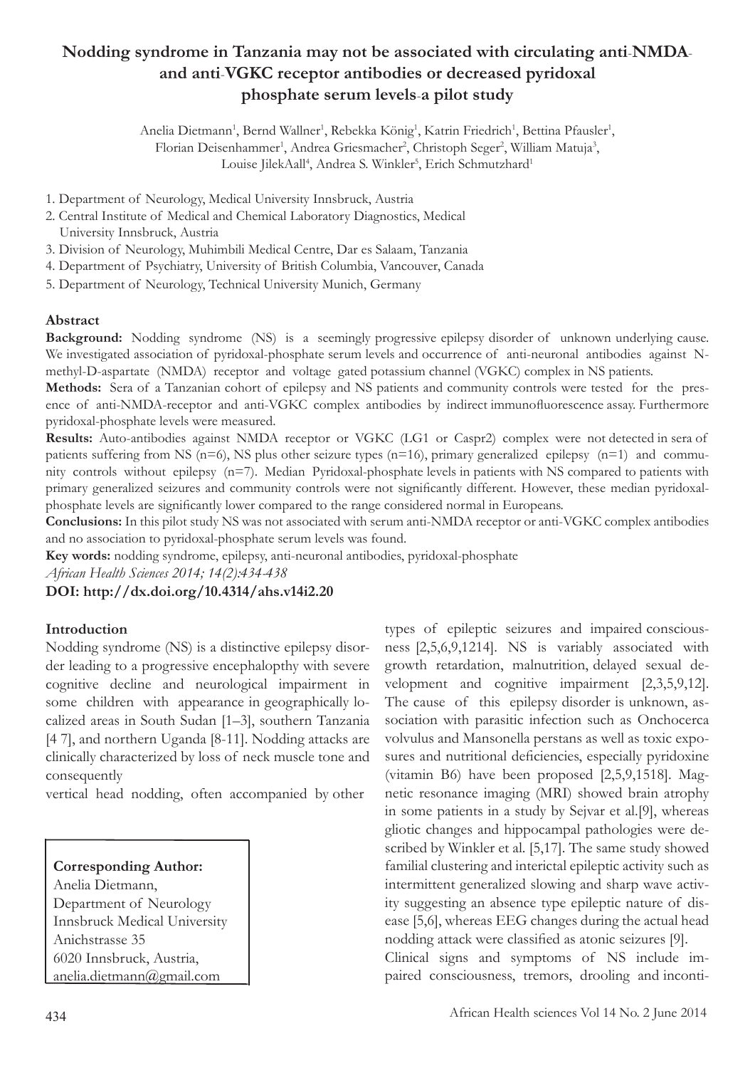# Nodding syndrome in Tanzania may not be associated with circulating anti-NMDA- and anti-VGKC receptor antibodies or decreased pyridoxal phosphate serum levels-a pilot study

Anelia Dietmann[1], Bernd Wallner[1], Rebekka König[1], Katrin Friedrich[1], Bettina Pfausler[1], Florian Deisenhammer[1], Andrea Griesmacher[2], Christoph Seger[2], William Matuja[3], Louise JilekAall[4], Andrea S. Winkler[5], Erich Schmutzhard[1]

1. Department of Neurology, Medical University Innsbruck, Austria
2. Central Institute of Medical and Chemical Laboratory Diagnostics, Medical University Innsbruck, Austria
3. Division of Neurology, Muhimbili Medical Centre, Dar es Salaam, Tanzania
4. Department of Psychiatry, University of British Columbia, Vancouver, Canada
5. Department of Neurology, Technical University Munich, Germany

## Abstract

**Background:** Nodding syndrome (NS) is a seemingly progressive epilepsy disorder of unknown underlying cause. We investigated association of pyridoxal-phosphate serum levels and occurrence of anti-neuronal antibodies against N-methyl-D-aspartate (NMDA) receptor and voltage gated potassium channel (VGKC) complex in NS patients.

**Methods:** Sera of a Tanzanian cohort of epilepsy and NS patients and community controls were tested for the presence of anti-NMDA-receptor and anti-VGKC complex antibodies by indirect immunofluorescence assay. Furthermore pyridoxal-phosphate levels were measured.

**Results:** Auto-antibodies against NMDA receptor or VGKC (LG1 or Caspr2) complex were not detected in sera of patients suffering from NS (n=6), NS plus other seizure types (n=16), primary generalized epilepsy (n=1) and community controls without epilepsy (n=7). Median Pyridoxal-phosphate levels in patients with NS compared to patients with primary generalized seizures and community controls were not significantly different. However, these median pyridoxal-phosphate levels are significantly lower compared to the range considered normal in Europeans.

**Conclusions:** In this pilot study NS was not associated with serum anti-NMDA receptor or anti-VGKC complex antibodies and no association to pyridoxal-phosphate serum levels was found.

**Key words:** nodding syndrome, epilepsy, anti-neuronal antibodies, pyridoxal-phosphate

*African Health Sciences 2014; 14(2):434-438*

**DOI: http://dx.doi.org/10.4314/ahs.v14i2.20**

## Introduction

Nodding syndrome (NS) is a distinctive epilepsy disorder leading to a progressive encephalopthy with severe cognitive decline and neurological impairment in some children with appearance in geographically localized areas in South Sudan [1–3], southern Tanzania [4 7], and northern Uganda [8-11]. Nodding attacks are clinically characterized by loss of neck muscle tone and consequently vertical head nodding, often accompanied by other types of epileptic seizures and impaired consciousness [2,5,6,9,1214]. NS is variably associated with growth retardation, malnutrition, delayed sexual development and cognitive impairment [2,3,5,9,12]. The cause of this epilepsy disorder is unknown, association with parasitic infection such as Onchocerca volvulus and Mansonella perstans as well as toxic exposures and nutritional deficiencies, especially pyridoxine (vitamin B6) have been proposed [2,5,9,1518]. Magnetic resonance imaging (MRI) showed brain atrophy in some patients in a study by Sejvar et al.[9], whereas gliotic changes and hippocampal pathologies were described by Winkler et al. [5,17]. The same study showed familial clustering and interictal epileptic activity such as intermittent generalized slowing and sharp wave activity suggesting an absence type epileptic nature of disease [5,6], whereas EEG changes during the actual head nodding attack were classified as atonic seizures [9].

Clinical signs and symptoms of NS include impaired consciousness, tremors, drooling and inconti-

**Corresponding Author:**
Anelia Dietmann,
Department of Neurology
Innsbruck Medical University
Anichstrasse 35
6020 Innsbruck, Austria,
anelia.dietmann@gmail.com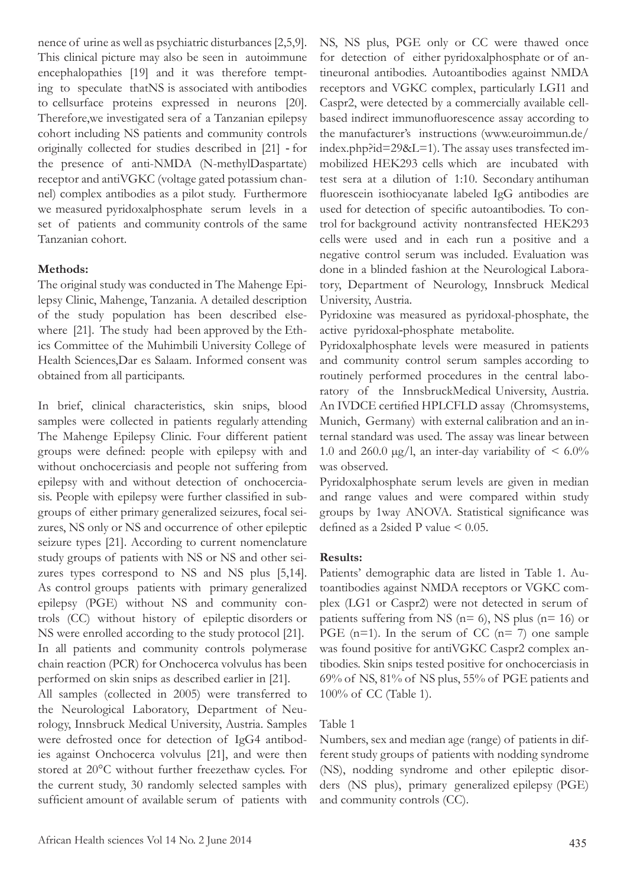nence of urine as well as psychiatric disturbances [2,5,9]. This clinical picture may also be seen in autoimmune encephalopathies [19] and it was therefore tempting to speculate thatNS is associated with antibodies to cellsurface proteins expressed in neurons [20]. Therefore,we investigated sera of a Tanzanian epilepsy cohort including NS patients and community controls originally collected for studies described in [21] - for the presence of anti-NMDA (N-methylDaspartate) receptor and antiVGKC (voltage gated potassium channel) complex antibodies as a pilot study. Furthermore we measured pyridoxalphosphate serum levels in a set of patients and community controls of the same Tanzanian cohort.

**Methods:**

The original study was conducted in The Mahenge Epilepsy Clinic, Mahenge, Tanzania. A detailed description of the study population has been described elsewhere [21]. The study had been approved by the Ethics Committee of the Muhimbili University College of Health Sciences,Dar es Salaam. Informed consent was obtained from all participants.

In brief, clinical characteristics, skin snips, blood samples were collected in patients regularly attending The Mahenge Epilepsy Clinic. Four different patient groups were defined: people with epilepsy with and without onchocerciasis and people not suffering from epilepsy with and without detection of onchocerciasis. People with epilepsy were further classified in subgroups of either primary generalized seizures, focal seizures, NS only or NS and occurrence of other epileptic seizure types [21]. According to current nomenclature study groups of patients with NS or NS and other seizures types correspond to NS and NS plus [5,14]. As control groups patients with primary generalized epilepsy (PGE) without NS and community controls (CC) without history of epileptic disorders or NS were enrolled according to the study protocol [21]. In all patients and community controls polymerase chain reaction (PCR) for Onchocerca volvulus has been performed on skin snips as described earlier in [21].

All samples (collected in 2005) were transferred to the Neurological Laboratory, Department of Neurology, Innsbruck Medical University, Austria. Samples were defrosted once for detection of IgG4 antibodies against Onchocerca volvulus [21], and were then stored at 20°C without further freezethaw cycles. For the current study, 30 randomly selected samples with sufficient amount of available serum of patients with NS, NS plus, PGE only or CC were thawed once for detection of either pyridoxalphosphate or of antineuronal antibodies. Autoantibodies against NMDA receptors and VGKC complex, particularly LGI1 and Caspr2, were detected by a commercially available cell-based indirect immunofluorescence assay according to the manufacturer's instructions (www.euroimmun.de/index.php?id=29&L=1). The assay uses transfected immobilized HEK293 cells which are incubated with test sera at a dilution of 1:10. Secondary antihuman fluorescein isothiocyanate labeled IgG antibodies are used for detection of specific autoantibodies. To control for background activity nontransfected HEK293 cells were used and in each run a positive and a negative control serum was included. Evaluation was done in a blinded fashion at the Neurological Laboratory, Department of Neurology, Innsbruck Medical University, Austria.

Pyridoxine was measured as pyridoxal-phosphate, the active pyridoxal-phosphate metabolite.

Pyridoxalphosphate levels were measured in patients and community control serum samples according to routinely performed procedures in the central laboratory of the InnsbruckMedical University, Austria. An IVDCE certified HPLCFLD assay (Chromsystems, Munich, Germany) with external calibration and an internal standard was used. The assay was linear between 1.0 and 260.0 μg/l, an inter-day variability of < 6.0% was observed.

Pyridoxalphosphate serum levels are given in median and range values and were compared within study groups by 1way ANOVA. Statistical significance was defined as a 2sided P value < 0.05.

**Results:**

Patients' demographic data are listed in Table 1. Autoantibodies against NMDA receptors or VGKC complex (LG1 or Caspr2) were not detected in serum of patients suffering from NS (n= 6), NS plus (n= 16) or PGE (n=1). In the serum of CC (n= 7) one sample was found positive for antiVGKC Caspr2 complex antibodies. Skin snips tested positive for onchocerciasis in 69% of NS, 81% of NS plus, 55% of PGE patients and 100% of CC (Table 1).

Table 1

Numbers, sex and median age (range) of patients in different study groups of patients with nodding syndrome (NS), nodding syndrome and other epileptic disorders (NS plus), primary generalized epilepsy (PGE) and community controls (CC).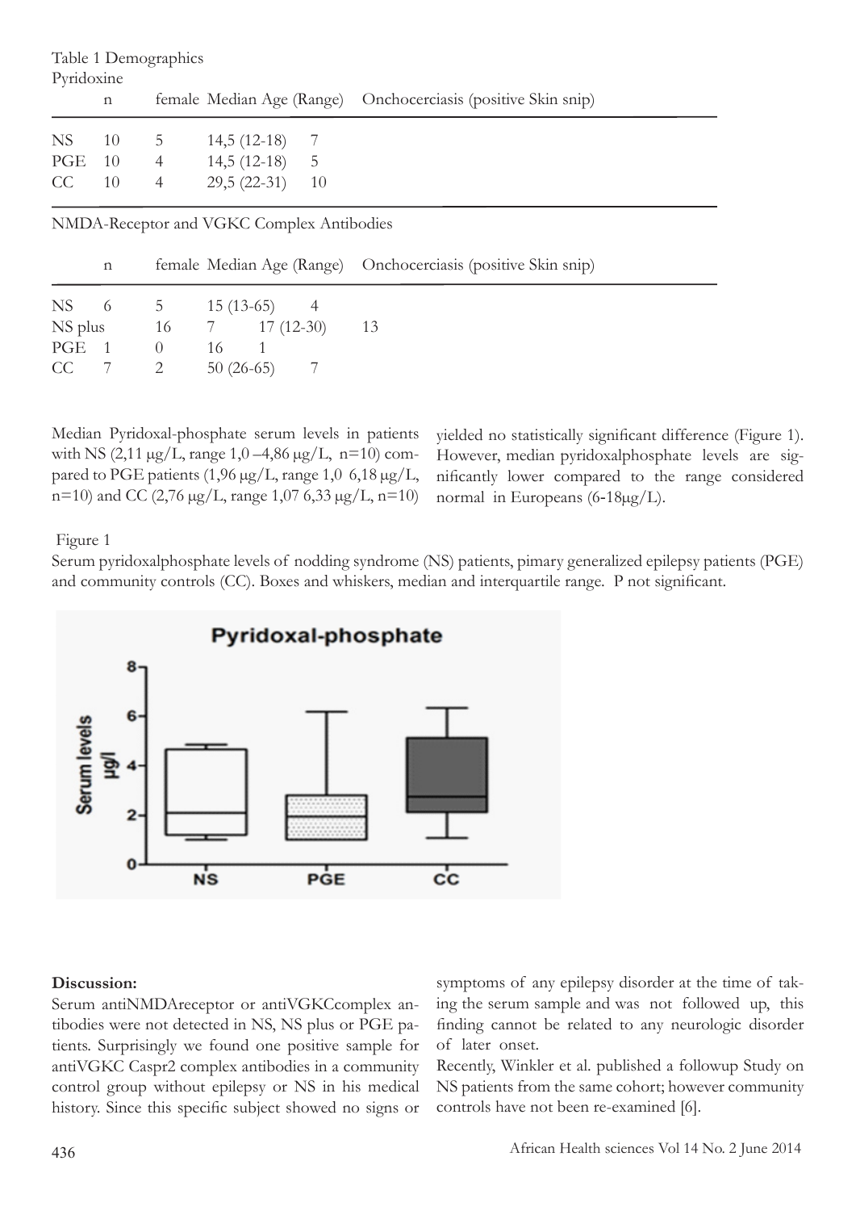Table 1 Demographics

Pyridoxine

| | n | female | Median Age (Range) | Onchocerciasis (positive Skin snip) |
|---|---|---|---|---|
| NS | 10 | 5 | 14,5 (12-18) | 7 |
| PGE | 10 | 4 | 14,5 (12-18) | 5 |
| CC | 10 | 4 | 29,5 (22-31) | 10 |

NMDA-Receptor and VGKC Complex Antibodies

| | n | female | Median Age (Range) | Onchocerciasis (positive Skin snip) |
|---|---|---|---|---|
| NS | 6 | 5 | 15 (13-65) | 4 |
| NS plus | 16 | 7 | 17 (12-30) | 13 |
| PGE | 1 | 0 | 16 | 1 |
| CC | 7 | 2 | 50 (26-65) | 7 |

Median Pyridoxal-phosphate serum levels in patients with NS (2,11 µg/L, range 1,0 –4,86 µg/L, n=10) compared to PGE patients (1,96 µg/L, range 1,0 6,18 µg/L, n=10) and CC (2,76 µg/L, range 1,07 6,33 µg/L, n=10) yielded no statistically significant difference (Figure 1). However, median pyridoxalphosphate levels are significantly lower compared to the range considered normal in Europeans (6-18µg/L).

Figure 1

Serum pyridoxalphosphate levels of nodding syndrome (NS) patients, pimary generalized epilepsy patients (PGE) and community controls (CC). Boxes and whiskers, median and interquartile range. P not significant.

## Discussion:

Serum antiNMDAreceptor or antiVGKCcomplex antibodies were not detected in NS, NS plus or PGE patients. Surprisingly we found one positive sample for antiVGKC Caspr2 complex antibodies in a community control group without epilepsy or NS in his medical history. Since this specific subject showed no signs or symptoms of any epilepsy disorder at the time of taking the serum sample and was not followed up, this finding cannot be related to any neurologic disorder of later onset.

Recently, Winkler et al. published a followup Study on NS patients from the same cohort; however community controls have not been re-examined [6].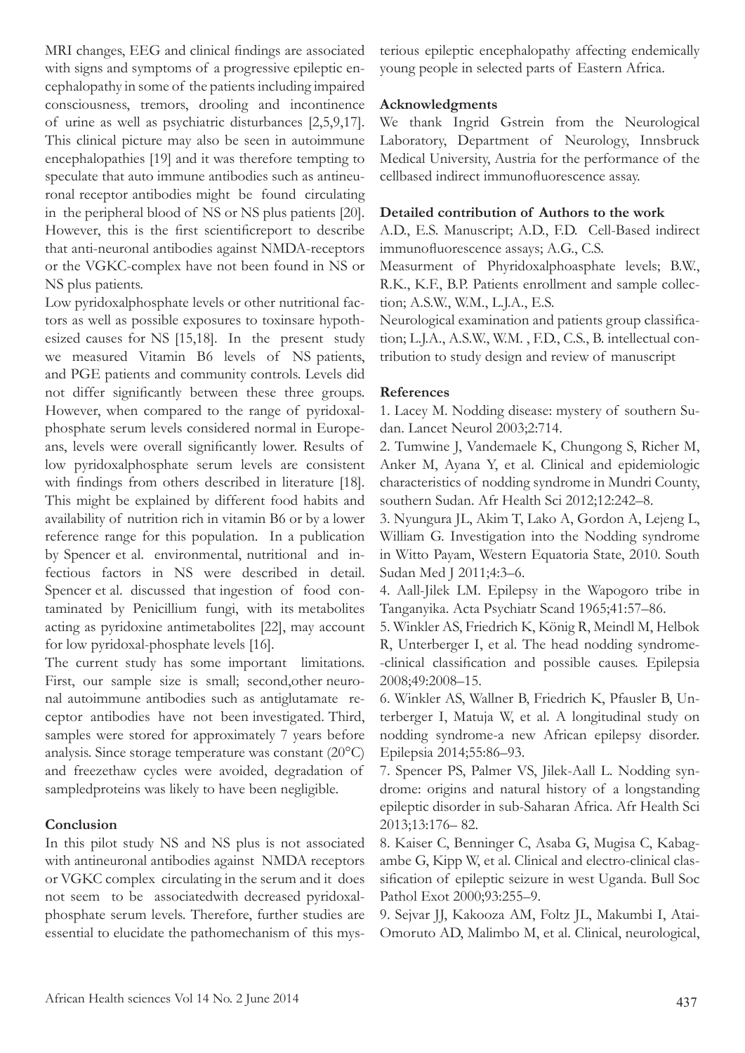MRI changes, EEG and clinical findings are associated with signs and symptoms of a progressive epileptic encephalopathy in some of the patients including impaired consciousness, tremors, drooling and incontinence of urine as well as psychiatric disturbances [2,5,9,17]. This clinical picture may also be seen in autoimmune encephalopathies [19] and it was therefore tempting to speculate that auto immune antibodies such as antineuronal receptor antibodies might be found circulating in the peripheral blood of NS or NS plus patients [20]. However, this is the first scientificreport to describe that anti-neuronal antibodies against NMDA-receptors or the VGKC-complex have not been found in NS or NS plus patients.

Low pyridoxalphosphate levels or other nutritional factors as well as possible exposures to toxinsare hypothesized causes for NS [15,18]. In the present study we measured Vitamin B6 levels of NS patients, and PGE patients and community controls. Levels did not differ significantly between these three groups. However, when compared to the range of pyridoxalphosphate serum levels considered normal in Europeans, levels were overall significantly lower. Results of low pyridoxalphosphate serum levels are consistent with findings from others described in literature [18]. This might be explained by different food habits and availability of nutrition rich in vitamin B6 or by a lower reference range for this population. In a publication by Spencer et al. environmental, nutritional and infectious factors in NS were described in detail. Spencer et al. discussed that ingestion of food contaminated by Penicillium fungi, with its metabolites acting as pyridoxine antimetabolites [22], may account for low pyridoxal-phosphate levels [16].

The current study has some important limitations. First, our sample size is small; second,other neuronal autoimmune antibodies such as antiglutamate receptor antibodies have not been investigated. Third, samples were stored for approximately 7 years before analysis. Since storage temperature was constant (20°C) and freezethaw cycles were avoided, degradation of sampledproteins was likely to have been negligible.

## Conclusion

In this pilot study NS and NS plus is not associated with antineuronal antibodies against NMDA receptors or VGKC complex circulating in the serum and it does not seem to be associatedwith decreased pyridoxalphosphate serum levels. Therefore, further studies are essential to elucidate the pathomechanism of this mysterious epileptic encephalopathy affecting endemically young people in selected parts of Eastern Africa.

## Acknowledgments

We thank Ingrid Gstrein from the Neurological Laboratory, Department of Neurology, Innsbruck Medical University, Austria for the performance of the cellbased indirect immunofluorescence assay.

## Detailed contribution of Authors to the work

A.D., E.S. Manuscript; A.D., F.D. Cell-Based indirect immunofluorescence assays; A.G., C.S.

Measurment of Phyridoxalphoasphate levels; B.W., R.K., K.F., B.P. Patients enrollment and sample collection; A.S.W., W.M., L.J.A., E.S.

Neurological examination and patients group classification; L.J.A., A.S.W., W.M. , F.D., C.S., B. intellectual contribution to study design and review of manuscript

## References

1. Lacey M. Nodding disease: mystery of southern Sudan. Lancet Neurol 2003;2:714.
2. Tumwine J, Vandemaele K, Chungong S, Richer M, Anker M, Ayana Y, et al. Clinical and epidemiologic characteristics of nodding syndrome in Mundri County, southern Sudan. Afr Health Sci 2012;12:242–8.
3. Nyungura JL, Akim T, Lako A, Gordon A, Lejeng L, William G. Investigation into the Nodding syndrome in Witto Payam, Western Equatoria State, 2010. South Sudan Med J 2011;4:3–6.
4. Aall-Jilek LM. Epilepsy in the Wapogoro tribe in Tanganyika. Acta Psychiatr Scand 1965;41:57–86.
5. Winkler AS, Friedrich K, König R, Meindl M, Helbok R, Unterberger I, et al. The head nodding syndrome--clinical classification and possible causes. Epilepsia 2008;49:2008–15.
6. Winkler AS, Wallner B, Friedrich K, Pfausler B, Unterberger I, Matuja W, et al. A longitudinal study on nodding syndrome-a new African epilepsy disorder. Epilepsia 2014;55:86–93.
7. Spencer PS, Palmer VS, Jilek-Aall L. Nodding syndrome: origins and natural history of a longstanding epileptic disorder in sub-Saharan Africa. Afr Health Sci 2013;13:176– 82.
8. Kaiser C, Benninger C, Asaba G, Mugisa C, Kabagambe G, Kipp W, et al. Clinical and electro-clinical classification of epileptic seizure in west Uganda. Bull Soc Pathol Exot 2000;93:255–9.
9. Sejvar JJ, Kakooza AM, Foltz JL, Makumbi I, Atai-Omoruto AD, Malimbo M, et al. Clinical, neurological,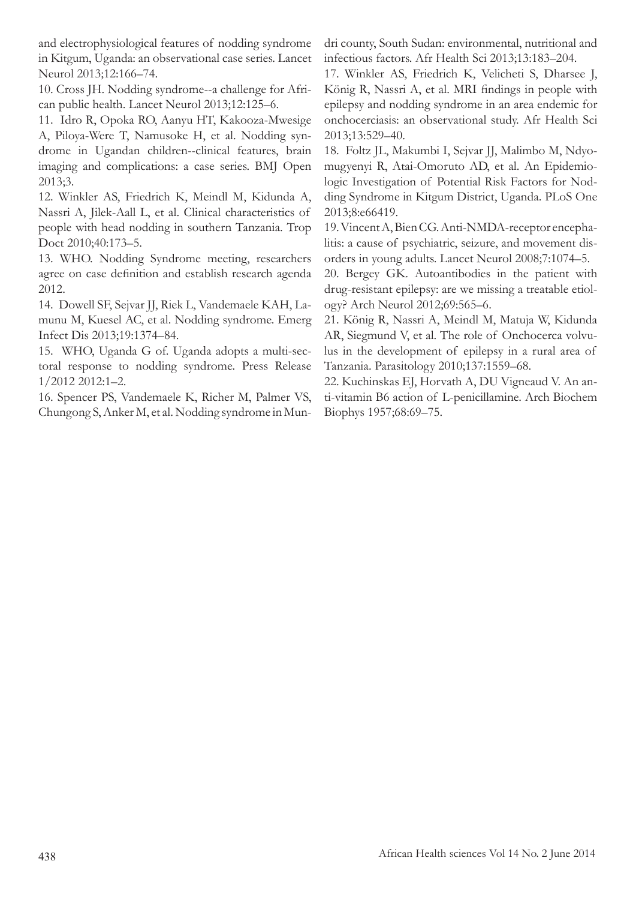and electrophysiological features of nodding syndrome in Kitgum, Uganda: an observational case series. Lancet Neurol 2013;12:166–74.

10. Cross JH. Nodding syndrome--a challenge for African public health. Lancet Neurol 2013;12:125–6.

11. Idro R, Opoka RO, Aanyu HT, Kakooza-Mwesige A, Piloya-Were T, Namusoke H, et al. Nodding syndrome in Ugandan children--clinical features, brain imaging and complications: a case series. BMJ Open 2013;3.

12. Winkler AS, Friedrich K, Meindl M, Kidunda A, Nassri A, Jilek-Aall L, et al. Clinical characteristics of people with head nodding in southern Tanzania. Trop Doct 2010;40:173–5.

13. WHO. Nodding Syndrome meeting, researchers agree on case definition and establish research agenda 2012.

14. Dowell SF, Sejvar JJ, Riek L, Vandemaele KAH, Lamunu M, Kuesel AC, et al. Nodding syndrome. Emerg Infect Dis 2013;19:1374–84.

15. WHO, Uganda G of. Uganda adopts a multi-sectoral response to nodding syndrome. Press Release 1/2012 2012:1–2.

16. Spencer PS, Vandemaele K, Richer M, Palmer VS, Chungong S, Anker M, et al. Nodding syndrome in Mundri county, South Sudan: environmental, nutritional and infectious factors. Afr Health Sci 2013;13:183–204.

17. Winkler AS, Friedrich K, Velicheti S, Dharsee J, König R, Nassri A, et al. MRI findings in people with epilepsy and nodding syndrome in an area endemic for onchocerciasis: an observational study. Afr Health Sci 2013;13:529–40.

18. Foltz JL, Makumbi I, Sejvar JJ, Malimbo M, Ndyomugyenyi R, Atai-Omoruto AD, et al. An Epidemiologic Investigation of Potential Risk Factors for Nodding Syndrome in Kitgum District, Uganda. PLoS One 2013;8:e66419.

19. Vincent A, Bien CG. Anti-NMDA-receptor encephalitis: a cause of psychiatric, seizure, and movement disorders in young adults. Lancet Neurol 2008;7:1074–5.

20. Bergey GK. Autoantibodies in the patient with drug-resistant epilepsy: are we missing a treatable etiology? Arch Neurol 2012;69:565–6.

21. König R, Nassri A, Meindl M, Matuja W, Kidunda AR, Siegmund V, et al. The role of Onchocerca volvulus in the development of epilepsy in a rural area of Tanzania. Parasitology 2010;137:1559–68.

22. Kuchinskas EJ, Horvath A, DU Vigneaud V. An anti-vitamin B6 action of L-penicillamine. Arch Biochem Biophys 1957;68:69–75.